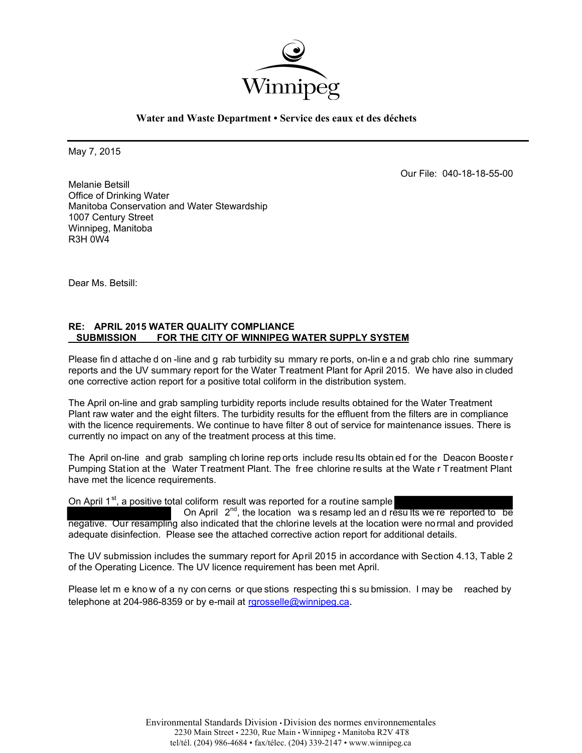Winnipeg

**Water and Waste Department • Service des eaux et des déchets**

May 7, 2015

Our File: 040-18-18-55-00

Melanie Betsill
Office of Drinking Water
Manitoba Conservation and Water Stewardship
1007 Century Street
Winnipeg, Manitoba
R3H 0W4

Dear Ms. Betsill:

**RE: APRIL 2015 WATER QUALITY COMPLIANCE SUBMISSION FOR THE CITY OF WINNIPEG WATER SUPPLY SYSTEM**

Please find attached on-line and grab turbidity summary reports, on-line and grab chlorine summary reports and the UV summary report for the Water Treatment Plant for April 2015. We have also included one corrective action report for a positive total coliform in the distribution system.

The April on-line and grab sampling turbidity reports include results obtained for the Water Treatment Plant raw water and the eight filters. The turbidity results for the effluent from the filters are in compliance with the licence requirements. We continue to have filter 8 out of service for maintenance issues. There is currently no impact on any of the treatment process at this time.

The April on-line and grab sampling chlorine reports include results obtained for the Deacon Booster Pumping Station at the Water Treatment Plant. The free chlorine results at the Water Treatment Plant have met the licence requirements.

On April 1st, a positive total coliform result was reported for a routine sample [REDACTED] On April 2nd, the location was resampled and results were reported to be negative. Our resampling also indicated that the chlorine levels at the location were normal and provided adequate disinfection. Please see the attached corrective action report for additional details.

The UV submission includes the summary report for April 2015 in accordance with Section 4.13, Table 2 of the Operating Licence. The UV licence requirement has been met April.

Please let me know of any concerns or questions respecting this submission. I may be reached by telephone at 204-986-8359 or by e-mail at rgrosselle@winnipeg.ca.

Environmental Standards Division • Division des normes environnementales
2230 Main Street • 2230, Rue Main • Winnipeg • Manitoba R2V 4T8
tel/tél. (204) 986-4684 • fax/télec. (204) 339-2147 • www.winnipeg.ca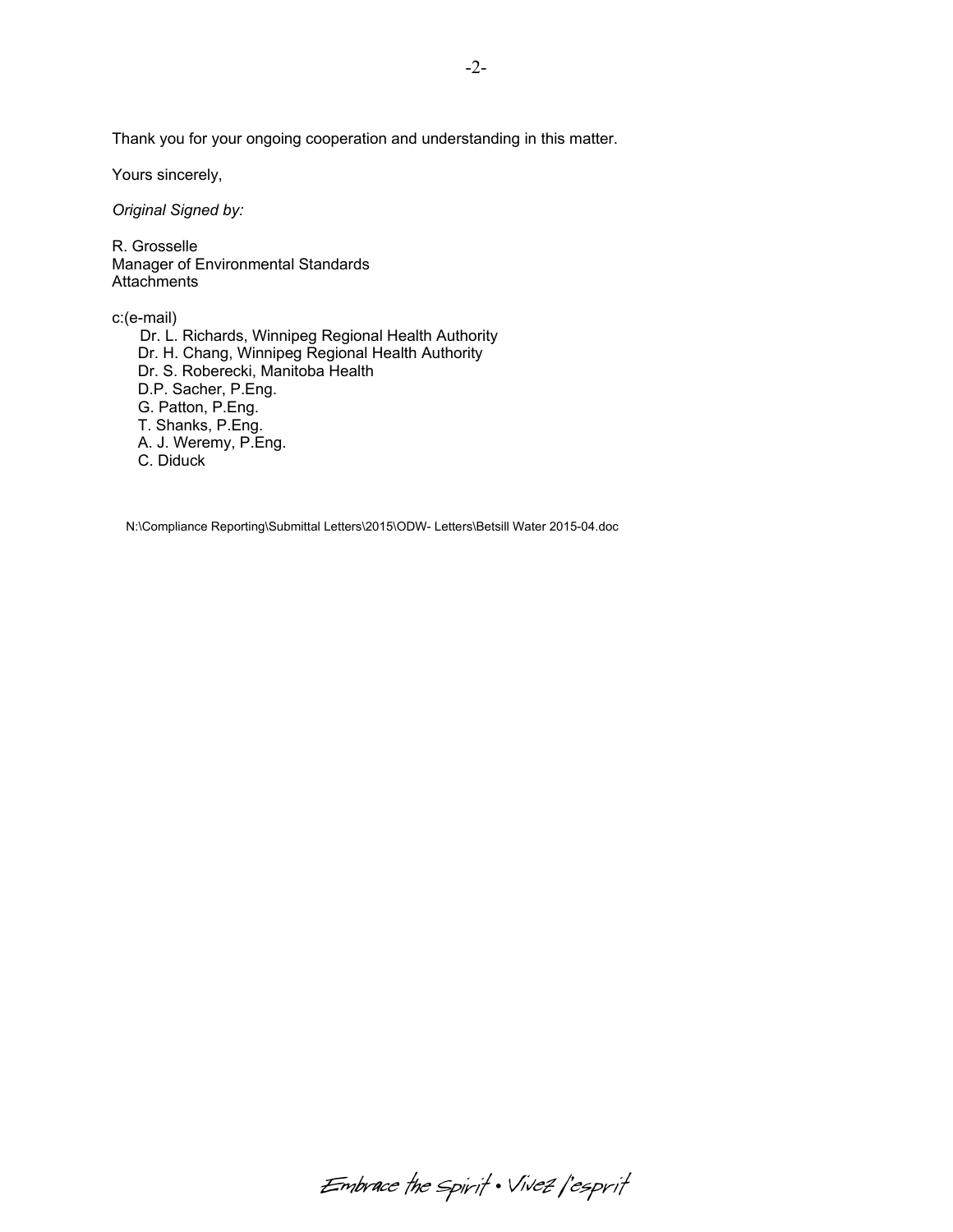Thank you for your ongoing cooperation and understanding in this matter.

Yours sincerely,

*Original Signed by:*

R. Grosselle
Manager of Environmental Standards
Attachments

c:(e-mail)
Dr. L. Richards, Winnipeg Regional Health Authority
Dr. H. Chang, Winnipeg Regional Health Authority
Dr. S. Roberecki, Manitoba Health
D.P. Sacher, P.Eng.
G. Patton, P.Eng.
T. Shanks, P.Eng.
A. J. Weremy, P.Eng.
C. Diduck

N:\Compliance Reporting\Submittal Letters\2015\ODW- Letters\Betsill Water 2015-04.doc

Embrace the Spirit • Vivez l'esprit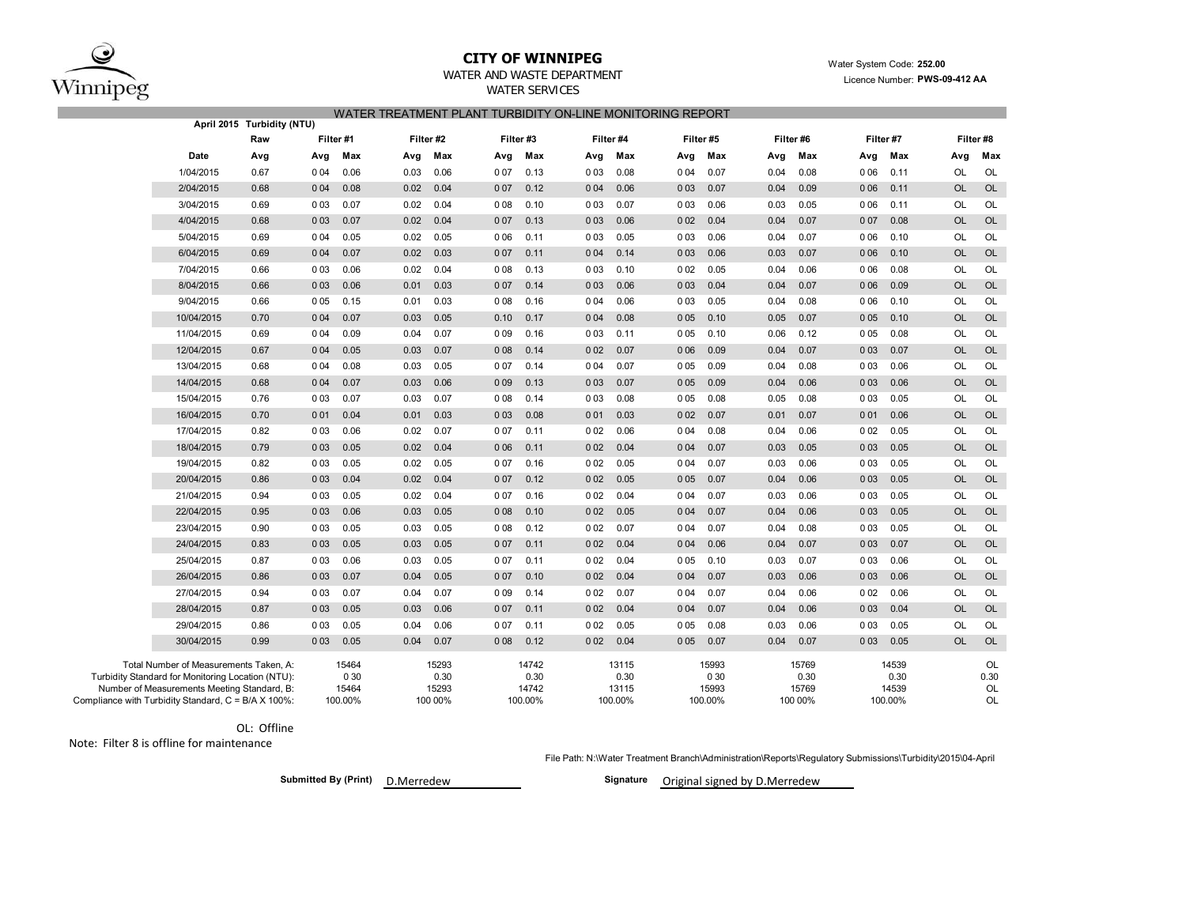# CITY OF WINNIPEG

WATER AND WASTE DEPARTMENT

WATER SERVICES

Water System Code: **252.00**

Licence Number: **PWS-09-412 AA**

## WATER TREATMENT PLANT TURBIDITY ON-LINE MONITORING REPORT

**April 2015 Turbidity (NTU)**

| | Raw | Filter #1 | | Filter #2 | | Filter #3 | | Filter #4 | | Filter #5 | | Filter #6 | | Filter #7 | | Filter #8 | |
|---|---|---|---|---|---|---|---|---|---|---|---|---|---|---|---|---|---|
| Date | Avg | Avg | Max | Avg | Max | Avg | Max | Avg | Max | Avg | Max | Avg | Max | Avg | Max | Avg | Max |
| 1/04/2015 | 0.67 | 0.04 | 0.06 | 0.03 | 0.06 | 0.07 | 0.13 | 0.03 | 0.08 | 0.04 | 0.07 | 0.04 | 0.08 | 0.06 | 0.11 | OL | OL |
| 2/04/2015 | 0.68 | 0.04 | 0.08 | 0.02 | 0.04 | 0.07 | 0.12 | 0.04 | 0.06 | 0.03 | 0.07 | 0.04 | 0.09 | 0.06 | 0.11 | OL | OL |
| 3/04/2015 | 0.69 | 0.03 | 0.07 | 0.02 | 0.04 | 0.08 | 0.10 | 0.03 | 0.07 | 0.03 | 0.06 | 0.03 | 0.05 | 0.06 | 0.11 | OL | OL |
| 4/04/2015 | 0.68 | 0.03 | 0.07 | 0.02 | 0.04 | 0.07 | 0.13 | 0.03 | 0.06 | 0.02 | 0.04 | 0.04 | 0.07 | 0.07 | 0.08 | OL | OL |
| 5/04/2015 | 0.69 | 0.04 | 0.05 | 0.02 | 0.05 | 0.06 | 0.11 | 0.03 | 0.05 | 0.03 | 0.06 | 0.04 | 0.07 | 0.06 | 0.10 | OL | OL |
| 6/04/2015 | 0.69 | 0.04 | 0.07 | 0.02 | 0.03 | 0.07 | 0.11 | 0.04 | 0.14 | 0.03 | 0.06 | 0.03 | 0.07 | 0.06 | 0.10 | OL | OL |
| 7/04/2015 | 0.66 | 0.03 | 0.06 | 0.02 | 0.04 | 0.08 | 0.13 | 0.03 | 0.10 | 0.02 | 0.05 | 0.04 | 0.06 | 0.06 | 0.08 | OL | OL |
| 8/04/2015 | 0.66 | 0.03 | 0.06 | 0.01 | 0.03 | 0.07 | 0.14 | 0.03 | 0.06 | 0.03 | 0.04 | 0.04 | 0.07 | 0.06 | 0.09 | OL | OL |
| 9/04/2015 | 0.66 | 0.05 | 0.15 | 0.01 | 0.03 | 0.08 | 0.16 | 0.04 | 0.06 | 0.03 | 0.05 | 0.04 | 0.08 | 0.06 | 0.10 | OL | OL |
| 10/04/2015 | 0.70 | 0.04 | 0.07 | 0.03 | 0.05 | 0.10 | 0.17 | 0.04 | 0.08 | 0.05 | 0.10 | 0.05 | 0.07 | 0.05 | 0.10 | OL | OL |
| 11/04/2015 | 0.69 | 0.04 | 0.09 | 0.04 | 0.07 | 0.09 | 0.16 | 0.03 | 0.11 | 0.05 | 0.10 | 0.06 | 0.12 | 0.05 | 0.08 | OL | OL |
| 12/04/2015 | 0.67 | 0.04 | 0.05 | 0.03 | 0.07 | 0.08 | 0.14 | 0.02 | 0.07 | 0.06 | 0.09 | 0.04 | 0.07 | 0.03 | 0.07 | OL | OL |
| 13/04/2015 | 0.68 | 0.04 | 0.08 | 0.03 | 0.05 | 0.07 | 0.14 | 0.04 | 0.07 | 0.05 | 0.09 | 0.04 | 0.08 | 0.03 | 0.06 | OL | OL |
| 14/04/2015 | 0.68 | 0.04 | 0.07 | 0.03 | 0.06 | 0.09 | 0.13 | 0.03 | 0.07 | 0.05 | 0.09 | 0.04 | 0.06 | 0.03 | 0.06 | OL | OL |
| 15/04/2015 | 0.76 | 0.03 | 0.07 | 0.03 | 0.07 | 0.08 | 0.14 | 0.03 | 0.08 | 0.05 | 0.08 | 0.05 | 0.08 | 0.03 | 0.05 | OL | OL |
| 16/04/2015 | 0.70 | 0.01 | 0.04 | 0.01 | 0.03 | 0.03 | 0.08 | 0.01 | 0.03 | 0.02 | 0.07 | 0.01 | 0.07 | 0.01 | 0.06 | OL | OL |
| 17/04/2015 | 0.82 | 0.03 | 0.06 | 0.02 | 0.07 | 0.07 | 0.11 | 0.02 | 0.06 | 0.04 | 0.08 | 0.04 | 0.06 | 0.02 | 0.05 | OL | OL |
| 18/04/2015 | 0.79 | 0.03 | 0.05 | 0.02 | 0.04 | 0.06 | 0.11 | 0.02 | 0.04 | 0.04 | 0.07 | 0.03 | 0.05 | 0.03 | 0.05 | OL | OL |
| 19/04/2015 | 0.82 | 0.03 | 0.05 | 0.02 | 0.05 | 0.07 | 0.16 | 0.02 | 0.05 | 0.04 | 0.07 | 0.03 | 0.06 | 0.03 | 0.05 | OL | OL |
| 20/04/2015 | 0.86 | 0.03 | 0.04 | 0.02 | 0.04 | 0.07 | 0.12 | 0.02 | 0.05 | 0.05 | 0.07 | 0.04 | 0.06 | 0.03 | 0.05 | OL | OL |
| 21/04/2015 | 0.94 | 0.03 | 0.05 | 0.02 | 0.04 | 0.07 | 0.16 | 0.02 | 0.04 | 0.04 | 0.07 | 0.03 | 0.06 | 0.03 | 0.05 | OL | OL |
| 22/04/2015 | 0.95 | 0.03 | 0.06 | 0.03 | 0.05 | 0.08 | 0.10 | 0.02 | 0.05 | 0.04 | 0.07 | 0.04 | 0.06 | 0.03 | 0.05 | OL | OL |
| 23/04/2015 | 0.90 | 0.03 | 0.05 | 0.03 | 0.05 | 0.08 | 0.12 | 0.02 | 0.07 | 0.04 | 0.07 | 0.04 | 0.08 | 0.03 | 0.05 | OL | OL |
| 24/04/2015 | 0.83 | 0.03 | 0.05 | 0.03 | 0.05 | 0.07 | 0.11 | 0.02 | 0.04 | 0.04 | 0.06 | 0.04 | 0.07 | 0.03 | 0.07 | OL | OL |
| 25/04/2015 | 0.87 | 0.03 | 0.06 | 0.03 | 0.05 | 0.07 | 0.11 | 0.02 | 0.04 | 0.05 | 0.10 | 0.03 | 0.07 | 0.03 | 0.06 | OL | OL |
| 26/04/2015 | 0.86 | 0.03 | 0.07 | 0.04 | 0.05 | 0.07 | 0.10 | 0.02 | 0.04 | 0.04 | 0.07 | 0.03 | 0.06 | 0.03 | 0.06 | OL | OL |
| 27/04/2015 | 0.94 | 0.03 | 0.07 | 0.04 | 0.07 | 0.09 | 0.14 | 0.02 | 0.07 | 0.04 | 0.07 | 0.04 | 0.06 | 0.02 | 0.06 | OL | OL |
| 28/04/2015 | 0.87 | 0.03 | 0.05 | 0.03 | 0.06 | 0.07 | 0.11 | 0.02 | 0.04 | 0.04 | 0.07 | 0.04 | 0.06 | 0.03 | 0.04 | OL | OL |
| 29/04/2015 | 0.86 | 0.03 | 0.05 | 0.04 | 0.06 | 0.07 | 0.11 | 0.02 | 0.05 | 0.05 | 0.08 | 0.03 | 0.06 | 0.03 | 0.05 | OL | OL |
| 30/04/2015 | 0.99 | 0.03 | 0.05 | 0.04 | 0.07 | 0.08 | 0.12 | 0.02 | 0.04 | 0.05 | 0.07 | 0.04 | 0.07 | 0.03 | 0.05 | OL | OL |

| | Filter #1 | Filter #2 | Filter #3 | Filter #4 | Filter #5 | Filter #6 | Filter #7 | Filter #8 |
|---|---|---|---|---|---|---|---|---|
| Total Number of Measurements Taken, A: | 15464 | 15293 | 14742 | 13115 | 15993 | 15769 | 14539 | OL |
| Turbidity Standard for Monitoring Location (NTU): | 0.30 | 0.30 | 0.30 | 0.30 | 0.30 | 0.30 | 0.30 | 0.30 |
| Number of Measurements Meeting Standard, B: | 15464 | 15293 | 14742 | 13115 | 15993 | 15769 | 14539 | OL |
| Compliance with Turbidity Standard, C = B/A X 100%: | 100.00% | 100.00% | 100.00% | 100.00% | 100.00% | 100.00% | 100.00% | OL |

OL: Offline

Note: Filter 8 is offline for maintenance

File Path: N:\Water Treatment Branch\Administration\Reports\Regulatory Submissions\Turbidity\2015\04-April

**Submitted By (Print)** D.Merredew

**Signature** Original signed by D.Merredew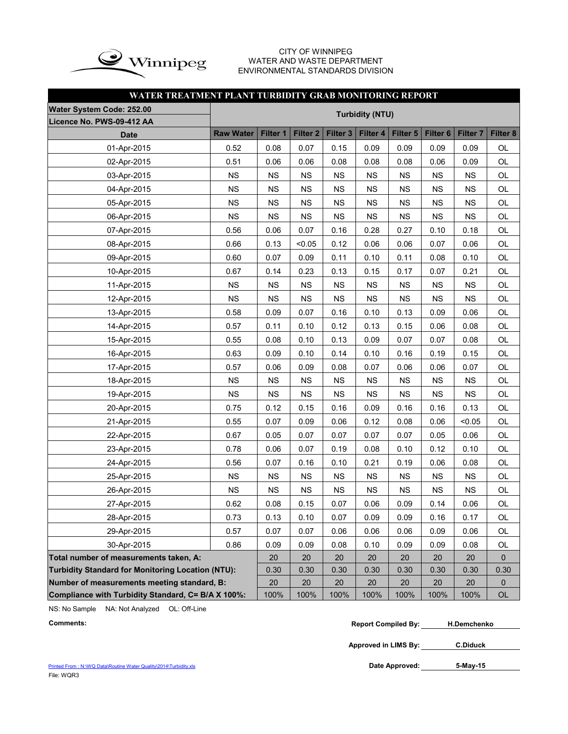CITY OF WINNIPEG
WATER AND WASTE DEPARTMENT
ENVIRONMENTAL STANDARDS DIVISION

## WATER TREATMENT PLANT TURBIDITY GRAB MONITORING REPORT

| Water System Code: 252.00 / Licence No. PWS-09-412 AA | Turbidity (NTU) | | | | | | | | |
|---|---|---|---|---|---|---|---|---|---|
| **Date** | **Raw Water** | **Filter 1** | **Filter 2** | **Filter 3** | **Filter 4** | **Filter 5** | **Filter 6** | **Filter 7** | **Filter 8** |
| 01-Apr-2015 | 0.52 | 0.08 | 0.07 | 0.15 | 0.09 | 0.09 | 0.09 | 0.09 | OL |
| 02-Apr-2015 | 0.51 | 0.06 | 0.06 | 0.08 | 0.08 | 0.08 | 0.06 | 0.09 | OL |
| 03-Apr-2015 | NS | NS | NS | NS | NS | NS | NS | NS | OL |
| 04-Apr-2015 | NS | NS | NS | NS | NS | NS | NS | NS | OL |
| 05-Apr-2015 | NS | NS | NS | NS | NS | NS | NS | NS | OL |
| 06-Apr-2015 | NS | NS | NS | NS | NS | NS | NS | NS | OL |
| 07-Apr-2015 | 0.56 | 0.06 | 0.07 | 0.16 | 0.28 | 0.27 | 0.10 | 0.18 | OL |
| 08-Apr-2015 | 0.66 | 0.13 | <0.05 | 0.12 | 0.06 | 0.06 | 0.07 | 0.06 | OL |
| 09-Apr-2015 | 0.60 | 0.07 | 0.09 | 0.11 | 0.10 | 0.11 | 0.08 | 0.10 | OL |
| 10-Apr-2015 | 0.67 | 0.14 | 0.23 | 0.13 | 0.15 | 0.17 | 0.07 | 0.21 | OL |
| 11-Apr-2015 | NS | NS | NS | NS | NS | NS | NS | NS | OL |
| 12-Apr-2015 | NS | NS | NS | NS | NS | NS | NS | NS | OL |
| 13-Apr-2015 | 0.58 | 0.09 | 0.07 | 0.16 | 0.10 | 0.13 | 0.09 | 0.06 | OL |
| 14-Apr-2015 | 0.57 | 0.11 | 0.10 | 0.12 | 0.13 | 0.15 | 0.06 | 0.08 | OL |
| 15-Apr-2015 | 0.55 | 0.08 | 0.10 | 0.13 | 0.09 | 0.07 | 0.07 | 0.08 | OL |
| 16-Apr-2015 | 0.63 | 0.09 | 0.10 | 0.14 | 0.10 | 0.16 | 0.19 | 0.15 | OL |
| 17-Apr-2015 | 0.57 | 0.06 | 0.09 | 0.08 | 0.07 | 0.06 | 0.06 | 0.07 | OL |
| 18-Apr-2015 | NS | NS | NS | NS | NS | NS | NS | NS | OL |
| 19-Apr-2015 | NS | NS | NS | NS | NS | NS | NS | NS | OL |
| 20-Apr-2015 | 0.75 | 0.12 | 0.15 | 0.16 | 0.09 | 0.16 | 0.16 | 0.13 | OL |
| 21-Apr-2015 | 0.55 | 0.07 | 0.09 | 0.06 | 0.12 | 0.08 | 0.06 | <0.05 | OL |
| 22-Apr-2015 | 0.67 | 0.05 | 0.07 | 0.07 | 0.07 | 0.07 | 0.05 | 0.06 | OL |
| 23-Apr-2015 | 0.78 | 0.06 | 0.07 | 0.19 | 0.08 | 0.10 | 0.12 | 0.10 | OL |
| 24-Apr-2015 | 0.56 | 0.07 | 0.16 | 0.10 | 0.21 | 0.19 | 0.06 | 0.08 | OL |
| 25-Apr-2015 | NS | NS | NS | NS | NS | NS | NS | NS | OL |
| 26-Apr-2015 | NS | NS | NS | NS | NS | NS | NS | NS | OL |
| 27-Apr-2015 | 0.62 | 0.08 | 0.15 | 0.07 | 0.06 | 0.09 | 0.14 | 0.06 | OL |
| 28-Apr-2015 | 0.73 | 0.13 | 0.10 | 0.07 | 0.09 | 0.09 | 0.16 | 0.17 | OL |
| 29-Apr-2015 | 0.57 | 0.07 | 0.07 | 0.06 | 0.06 | 0.06 | 0.09 | 0.06 | OL |
| 30-Apr-2015 | 0.86 | 0.09 | 0.09 | 0.08 | 0.10 | 0.09 | 0.09 | 0.08 | OL |
| **Total number of measurements taken, A:** | | 20 | 20 | 20 | 20 | 20 | 20 | 20 | 0 |
| **Turbidity Standard for Monitoring Location (NTU):** | | 0.30 | 0.30 | 0.30 | 0.30 | 0.30 | 0.30 | 0.30 | 0.30 |
| **Number of measurements meeting standard, B:** | | 20 | 20 | 20 | 20 | 20 | 20 | 20 | 0 |
| **Compliance with Turbidity Standard, C= B/A X 100%:** | | 100% | 100% | 100% | 100% | 100% | 100% | 100% | OL |

NS: No Sample NA: Not Analyzed OL: Off-Line

**Comments:**

**Report Compiled By:** H.Demchenko

**Approved in LIMS By:** C.Diduck

**Date Approved:** 5-May-15

Printed From : N:\WQ Data\Routine Water Quality\2014\Turbidity.xls
File: WQR3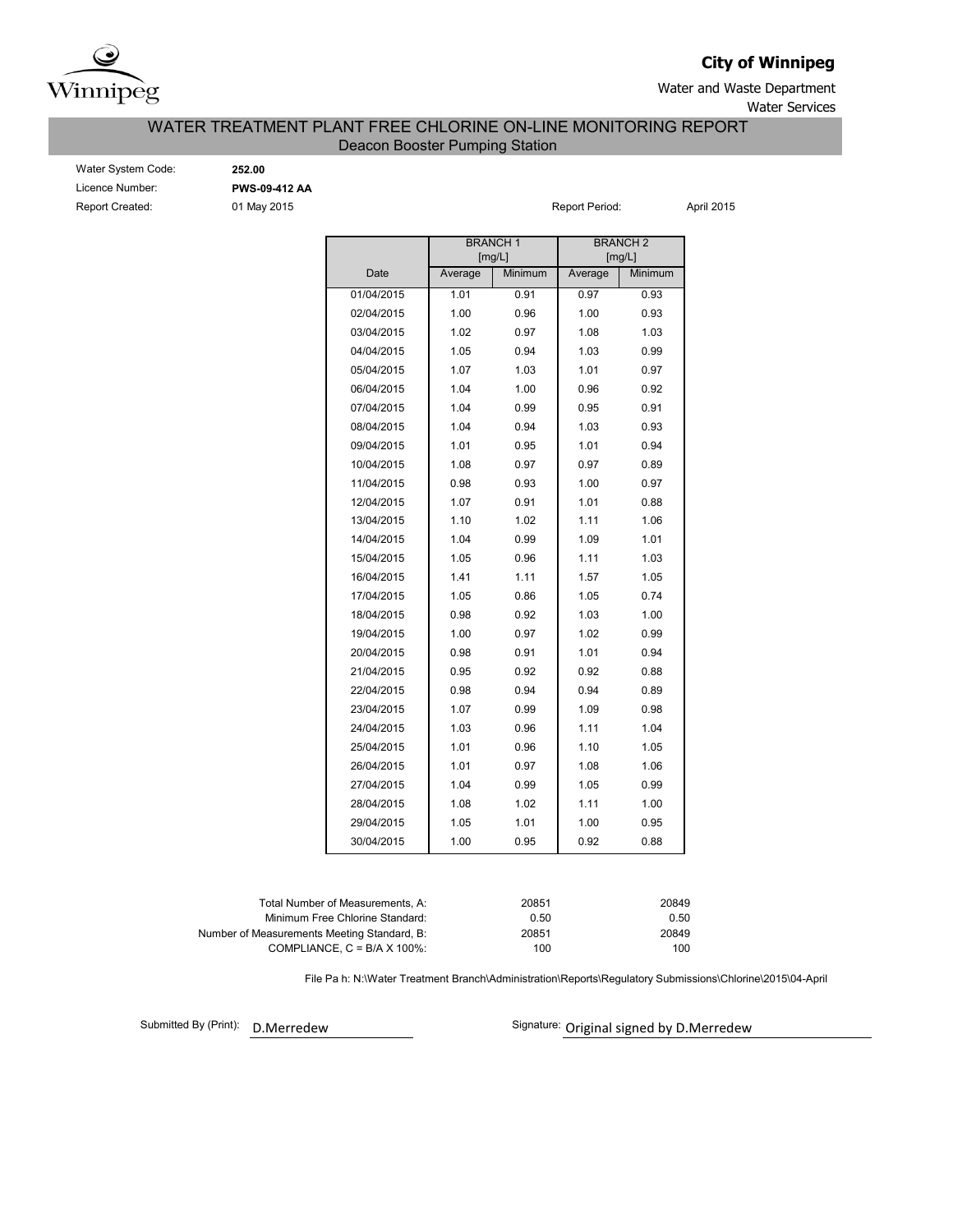**City of Winnipeg**

Water and Waste Department

Water Services

# WATER TREATMENT PLANT FREE CHLORINE ON-LINE MONITORING REPORT

## Deacon Booster Pumping Station

Water System Code: **252.00**

Licence Number: **PWS-09-412 AA**

Report Created: 01 May 2015

Report Period: April 2015

| Date | BRANCH 1 [mg/L] | | BRANCH 2 [mg/L] | |
|---|---|---|---|---|
| | Average | Minimum | Average | Minimum |
| 01/04/2015 | 1.01 | 0.91 | 0.97 | 0.93 |
| 02/04/2015 | 1.00 | 0.96 | 1.00 | 0.93 |
| 03/04/2015 | 1.02 | 0.97 | 1.08 | 1.03 |
| 04/04/2015 | 1.05 | 0.94 | 1.03 | 0.99 |
| 05/04/2015 | 1.07 | 1.03 | 1.01 | 0.97 |
| 06/04/2015 | 1.04 | 1.00 | 0.96 | 0.92 |
| 07/04/2015 | 1.04 | 0.99 | 0.95 | 0.91 |
| 08/04/2015 | 1.04 | 0.94 | 1.03 | 0.93 |
| 09/04/2015 | 1.01 | 0.95 | 1.01 | 0.94 |
| 10/04/2015 | 1.08 | 0.97 | 0.97 | 0.89 |
| 11/04/2015 | 0.98 | 0.93 | 1.00 | 0.97 |
| 12/04/2015 | 1.07 | 0.91 | 1.01 | 0.88 |
| 13/04/2015 | 1.10 | 1.02 | 1.11 | 1.06 |
| 14/04/2015 | 1.04 | 0.99 | 1.09 | 1.01 |
| 15/04/2015 | 1.05 | 0.96 | 1.11 | 1.03 |
| 16/04/2015 | 1.41 | 1.11 | 1.57 | 1.05 |
| 17/04/2015 | 1.05 | 0.86 | 1.05 | 0.74 |
| 18/04/2015 | 0.98 | 0.92 | 1.03 | 1.00 |
| 19/04/2015 | 1.00 | 0.97 | 1.02 | 0.99 |
| 20/04/2015 | 0.98 | 0.91 | 1.01 | 0.94 |
| 21/04/2015 | 0.95 | 0.92 | 0.92 | 0.88 |
| 22/04/2015 | 0.98 | 0.94 | 0.94 | 0.89 |
| 23/04/2015 | 1.07 | 0.99 | 1.09 | 0.98 |
| 24/04/2015 | 1.03 | 0.96 | 1.11 | 1.04 |
| 25/04/2015 | 1.01 | 0.96 | 1.10 | 1.05 |
| 26/04/2015 | 1.01 | 0.97 | 1.08 | 1.06 |
| 27/04/2015 | 1.04 | 0.99 | 1.05 | 0.99 |
| 28/04/2015 | 1.08 | 1.02 | 1.11 | 1.00 |
| 29/04/2015 | 1.05 | 1.01 | 1.00 | 0.95 |
| 30/04/2015 | 1.00 | 0.95 | 0.92 | 0.88 |

| | Branch 1 | Branch 2 |
|---|---|---|
| Total Number of Measurements, A: | 20851 | 20849 |
| Minimum Free Chlorine Standard: | 0.50 | 0.50 |
| Number of Measurements Meeting Standard, B: | 20851 | 20849 |
| COMPLIANCE, C = B/A X 100%: | 100 | 100 |

File Pa h: N:\Water Treatment Branch\Administration\Reports\Regulatory Submissions\Chlorine\2015\04-April

Submitted By (Print): D.Merredew

Signature: Original signed by D.Merredew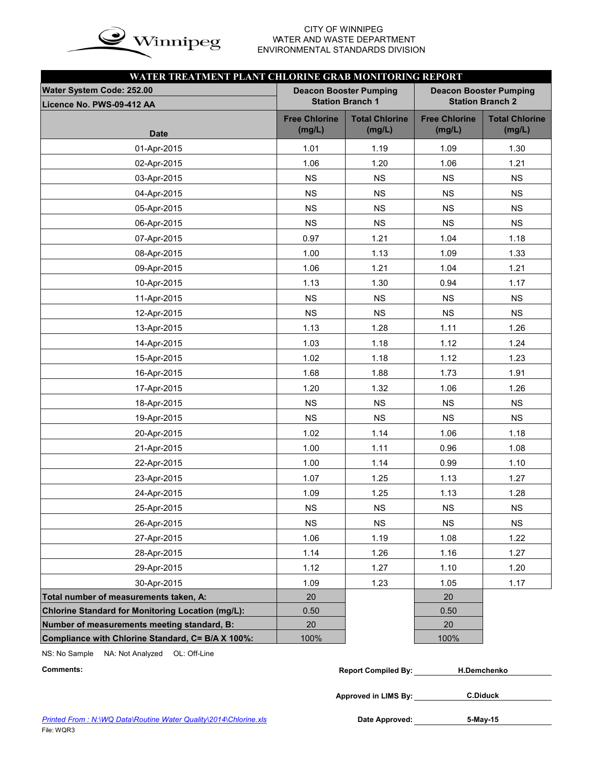CITY OF WINNIPEG
WATER AND WASTE DEPARTMENT
ENVIRONMENTAL STANDARDS DIVISION

## WATER TREATMENT PLANT CHLORINE GRAB MONITORING REPORT

| Water System Code: 252.00<br>Licence No. PWS-09-412 AA | Deacon Booster Pumping Station Branch 1 | | Deacon Booster Pumping Station Branch 2 | |
|---|---|---|---|---|
| Date | Free Chlorine (mg/L) | Total Chlorine (mg/L) | Free Chlorine (mg/L) | Total Chlorine (mg/L) |
| 01-Apr-2015 | 1.01 | 1.19 | 1.09 | 1.30 |
| 02-Apr-2015 | 1.06 | 1.20 | 1.06 | 1.21 |
| 03-Apr-2015 | NS | NS | NS | NS |
| 04-Apr-2015 | NS | NS | NS | NS |
| 05-Apr-2015 | NS | NS | NS | NS |
| 06-Apr-2015 | NS | NS | NS | NS |
| 07-Apr-2015 | 0.97 | 1.21 | 1.04 | 1.18 |
| 08-Apr-2015 | 1.00 | 1.13 | 1.09 | 1.33 |
| 09-Apr-2015 | 1.06 | 1.21 | 1.04 | 1.21 |
| 10-Apr-2015 | 1.13 | 1.30 | 0.94 | 1.17 |
| 11-Apr-2015 | NS | NS | NS | NS |
| 12-Apr-2015 | NS | NS | NS | NS |
| 13-Apr-2015 | 1.13 | 1.28 | 1.11 | 1.26 |
| 14-Apr-2015 | 1.03 | 1.18 | 1.12 | 1.24 |
| 15-Apr-2015 | 1.02 | 1.18 | 1.12 | 1.23 |
| 16-Apr-2015 | 1.68 | 1.88 | 1.73 | 1.91 |
| 17-Apr-2015 | 1.20 | 1.32 | 1.06 | 1.26 |
| 18-Apr-2015 | NS | NS | NS | NS |
| 19-Apr-2015 | NS | NS | NS | NS |
| 20-Apr-2015 | 1.02 | 1.14 | 1.06 | 1.18 |
| 21-Apr-2015 | 1.00 | 1.11 | 0.96 | 1.08 |
| 22-Apr-2015 | 1.00 | 1.14 | 0.99 | 1.10 |
| 23-Apr-2015 | 1.07 | 1.25 | 1.13 | 1.27 |
| 24-Apr-2015 | 1.09 | 1.25 | 1.13 | 1.28 |
| 25-Apr-2015 | NS | NS | NS | NS |
| 26-Apr-2015 | NS | NS | NS | NS |
| 27-Apr-2015 | 1.06 | 1.19 | 1.08 | 1.22 |
| 28-Apr-2015 | 1.14 | 1.26 | 1.16 | 1.27 |
| 29-Apr-2015 | 1.12 | 1.27 | 1.10 | 1.20 |
| 30-Apr-2015 | 1.09 | 1.23 | 1.05 | 1.17 |
| **Total number of measurements taken, A:** | 20 | | 20 | |
| **Chlorine Standard for Monitoring Location (mg/L):** | 0.50 | | 0.50 | |
| **Number of measurements meeting standard, B:** | 20 | | 20 | |
| **Compliance with Chlorine Standard, C= B/A X 100%:** | 100% | | 100% | |

NS: No Sample NA: Not Analyzed OL: Off-Line

**Comments:**

**Report Compiled By:** H.Demchenko

**Approved in LIMS By:** C.Diduck

**Date Approved:** 5-May-15

*Printed From : N:\WQ Data\Routine Water Quality\2014\Chlorine.xls*

File: WQR3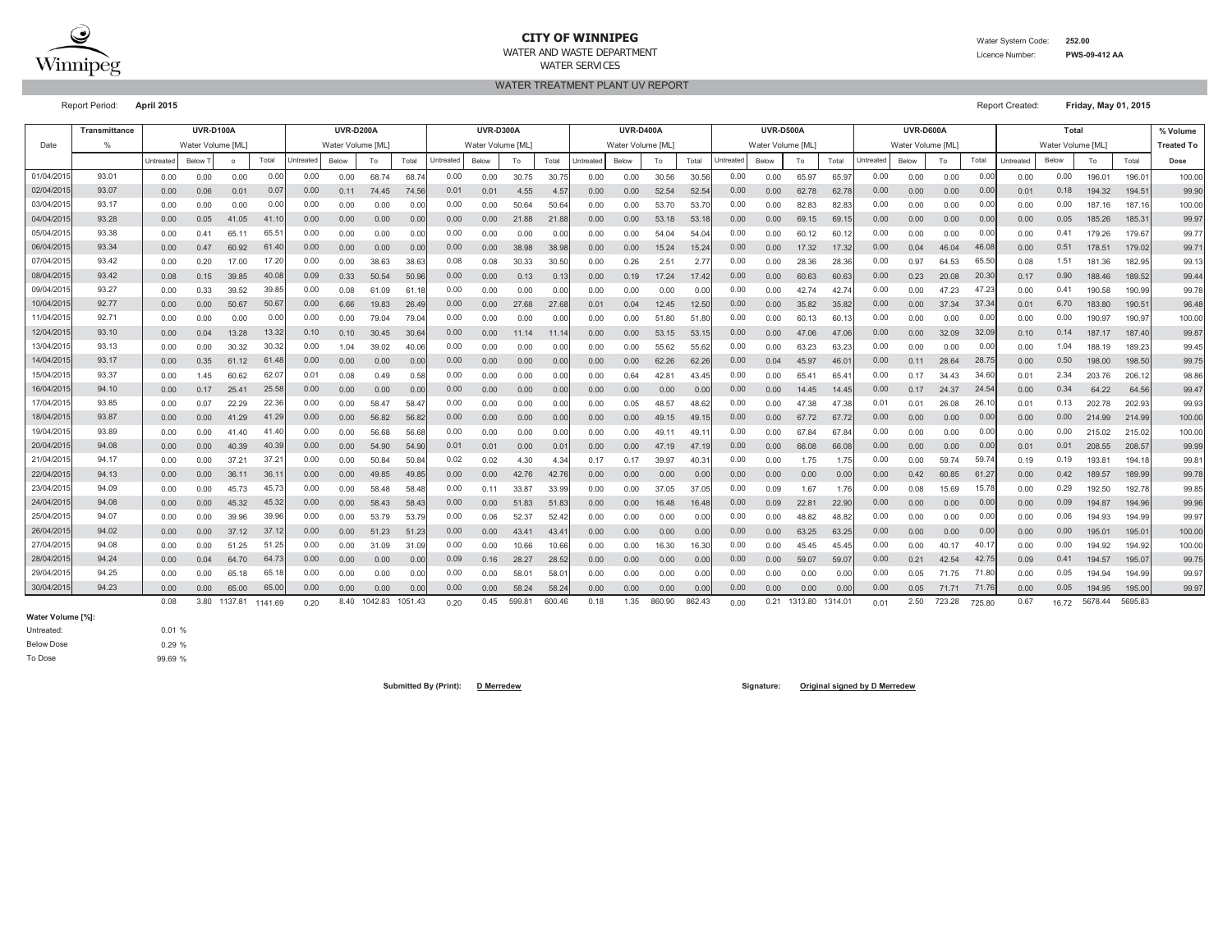# CITY OF WINNIPEG

WATER AND WASTE DEPARTMENT

WATER SERVICES

Water System Code: **252.00**

Licence Number: **PWS-09-412 AA**

## WATER TREATMENT PLANT UV REPORT

Report Period: **April 2015**

Report Created: **Friday, May 01, 2015**

| Date | Transmittance | UVR-D100A | | | | UVR-D200A | | | | UVR-D300A | | | | UVR-D400A | | | | UVR-D500A | | | | UVR-D600A | | | | Total | | | | % Volume |
|---|---|---|---|---|---|---|---|---|---|---|---|---|---|---|---|---|---|---|---|---|---|---|---|---|---|---|---|---|---|---|
| | % | Water Volume [ML] | | | | Water Volume [ML] | | | | Water Volume [ML] | | | | Water Volume [ML] | | | | Water Volume [ML] | | | | Water Volume [ML] | | | | Water Volume [ML] | | | | Treated To |
| | | Untreated | Below T | o | Total | Untreated | Below | To | Total | Untreated | Below | To | Total | Untreated | Below | To | Total | Untreated | Below | To | Total | Untreated | Below | To | Total | Untreated | Below | To | Total | Dose |
| 01/04/2015 | 93.01 | 0.00 | 0.00 | 0.00 | 0.00 | 0.00 | 0.00 | 68.74 | 68.74 | 0.00 | 0.00 | 30.75 | 30.75 | 0.00 | 0.00 | 30.56 | 30.56 | 0.00 | 0.00 | 65.97 | 65.97 | 0.00 | 0.00 | 0.00 | 0.00 | 0.00 | 0.00 | 196.01 | 196.01 | 100.00 |
| 02/04/2015 | 93.07 | 0.00 | 0.06 | 0.01 | 0.07 | 0.00 | 0.11 | 74.45 | 74.56 | 0.01 | 0.01 | 4.55 | 4.57 | 0.00 | 0.00 | 52.54 | 52.54 | 0.00 | 0.00 | 62.78 | 62.78 | 0.00 | 0.00 | 0.00 | 0.00 | 0.01 | 0.18 | 194.32 | 194.51 | 99.90 |
| 03/04/2015 | 93.17 | 0.00 | 0.00 | 0.00 | 0.00 | 0.00 | 0.00 | 0.00 | 0.00 | 0.00 | 0.00 | 50.64 | 50.64 | 0.00 | 0.00 | 53.70 | 53.70 | 0.00 | 0.00 | 82.83 | 82.83 | 0.00 | 0.00 | 0.00 | 0.00 | 0.00 | 0.00 | 187.16 | 187.16 | 100.00 |
| 04/04/2015 | 93.28 | 0.00 | 0.05 | 41.05 | 41.10 | 0.00 | 0.00 | 0.00 | 0.00 | 0.00 | 0.00 | 21.88 | 21.88 | 0.00 | 0.00 | 53.18 | 53.18 | 0.00 | 0.00 | 69.15 | 69.15 | 0.00 | 0.00 | 0.00 | 0.00 | 0.00 | 0.05 | 185.26 | 185.31 | 99.97 |
| 05/04/2015 | 93.38 | 0.00 | 0.41 | 65.11 | 65.51 | 0.00 | 0.00 | 0.00 | 0.00 | 0.00 | 0.00 | 0.00 | 0.00 | 0.00 | 0.00 | 54.04 | 54.04 | 0.00 | 0.00 | 60.12 | 60.12 | 0.00 | 0.00 | 0.00 | 0.00 | 0.00 | 0.41 | 179.26 | 179.67 | 99.77 |
| 06/04/2015 | 93.34 | 0.00 | 0.47 | 60.92 | 61.40 | 0.00 | 0.00 | 0.00 | 0.00 | 0.00 | 0.00 | 38.98 | 38.98 | 0.00 | 0.00 | 15.24 | 15.24 | 0.00 | 0.00 | 17.32 | 17.32 | 0.00 | 0.04 | 46.04 | 46.08 | 0.00 | 0.51 | 178.51 | 179.02 | 99.71 |
| 07/04/2015 | 93.42 | 0.00 | 0.20 | 17.00 | 17.20 | 0.00 | 0.00 | 38.63 | 38.63 | 0.08 | 0.08 | 30.33 | 30.50 | 0.00 | 0.26 | 2.51 | 2.77 | 0.00 | 0.00 | 28.36 | 28.36 | 0.00 | 0.97 | 64.53 | 65.50 | 0.08 | 1.51 | 181.36 | 182.95 | 99.13 |
| 08/04/2015 | 93.42 | 0.08 | 0.15 | 39.85 | 40.08 | 0.09 | 0.33 | 50.54 | 50.96 | 0.00 | 0.00 | 0.13 | 0.13 | 0.00 | 0.19 | 17.24 | 17.42 | 0.00 | 0.00 | 60.63 | 60.63 | 0.00 | 0.23 | 20.08 | 20.30 | 0.17 | 0.90 | 188.46 | 189.52 | 99.44 |
| 09/04/2015 | 93.27 | 0.00 | 0.33 | 39.52 | 39.85 | 0.00 | 0.08 | 61.09 | 61.18 | 0.00 | 0.00 | 0.00 | 0.00 | 0.00 | 0.00 | 0.00 | 0.00 | 0.00 | 0.00 | 42.74 | 42.74 | 0.00 | 0.00 | 47.23 | 47.23 | 0.00 | 0.41 | 190.58 | 190.99 | 99.78 |
| 10/04/2015 | 92.77 | 0.00 | 0.00 | 50.67 | 50.67 | 0.00 | 6.66 | 19.83 | 26.49 | 0.00 | 0.00 | 27.68 | 27.68 | 0.01 | 0.04 | 12.45 | 12.50 | 0.00 | 0.00 | 35.82 | 35.82 | 0.00 | 0.00 | 37.34 | 37.34 | 0.01 | 6.70 | 183.80 | 190.51 | 96.48 |
| 11/04/2015 | 92.71 | 0.00 | 0.00 | 0.00 | 0.00 | 0.00 | 0.00 | 79.04 | 79.04 | 0.00 | 0.00 | 0.00 | 0.00 | 0.00 | 0.00 | 51.80 | 51.80 | 0.00 | 0.00 | 60.13 | 60.13 | 0.00 | 0.00 | 0.00 | 0.00 | 0.00 | 0.00 | 190.97 | 190.97 | 100.00 |
| 12/04/2015 | 93.10 | 0.00 | 0.04 | 13.28 | 13.32 | 0.10 | 0.10 | 30.45 | 30.64 | 0.00 | 0.00 | 11.14 | 11.14 | 0.00 | 0.00 | 53.15 | 53.15 | 0.00 | 0.00 | 47.06 | 47.06 | 0.00 | 0.00 | 32.09 | 32.09 | 0.10 | 0.14 | 187.17 | 187.40 | 99.87 |
| 13/04/2015 | 93.13 | 0.00 | 0.00 | 30.32 | 30.32 | 0.00 | 1.04 | 39.02 | 40.06 | 0.00 | 0.00 | 0.00 | 0.00 | 0.00 | 0.00 | 55.62 | 55.62 | 0.00 | 0.00 | 63.23 | 63.23 | 0.00 | 0.00 | 0.00 | 0.00 | 0.00 | 1.04 | 188.19 | 189.23 | 99.45 |
| 14/04/2015 | 93.17 | 0.00 | 0.35 | 61.12 | 61.48 | 0.00 | 0.00 | 0.00 | 0.00 | 0.00 | 0.00 | 0.00 | 0.00 | 0.00 | 0.00 | 62.26 | 62.26 | 0.00 | 0.04 | 45.97 | 46.01 | 0.00 | 0.11 | 28.64 | 28.75 | 0.00 | 0.50 | 198.00 | 198.50 | 99.75 |
| 15/04/2015 | 93.37 | 0.00 | 1.45 | 60.62 | 62.07 | 0.01 | 0.08 | 0.49 | 0.58 | 0.00 | 0.00 | 0.00 | 0.00 | 0.00 | 0.64 | 42.81 | 43.45 | 0.00 | 0.00 | 65.41 | 65.41 | 0.00 | 0.17 | 34.43 | 34.60 | 0.01 | 2.34 | 203.76 | 206.12 | 98.86 |
| 16/04/2015 | 94.10 | 0.00 | 0.17 | 25.41 | 25.58 | 0.00 | 0.00 | 0.00 | 0.00 | 0.00 | 0.00 | 0.00 | 0.00 | 0.00 | 0.00 | 0.00 | 0.00 | 0.00 | 0.00 | 14.45 | 14.45 | 0.00 | 0.17 | 24.37 | 24.54 | 0.00 | 0.34 | 64.22 | 64.56 | 99.47 |
| 17/04/2015 | 93.85 | 0.00 | 0.07 | 22.29 | 22.36 | 0.00 | 0.00 | 58.47 | 58.47 | 0.00 | 0.00 | 0.00 | 0.00 | 0.00 | 0.05 | 48.57 | 48.62 | 0.00 | 0.00 | 47.38 | 47.38 | 0.01 | 0.01 | 26.08 | 26.10 | 0.01 | 0.13 | 202.78 | 202.93 | 99.93 |
| 18/04/2015 | 93.87 | 0.00 | 0.00 | 41.29 | 41.29 | 0.00 | 0.00 | 56.82 | 56.82 | 0.00 | 0.00 | 0.00 | 0.00 | 0.00 | 0.00 | 49.15 | 49.15 | 0.00 | 0.00 | 67.72 | 67.72 | 0.00 | 0.00 | 0.00 | 0.00 | 0.00 | 0.00 | 214.99 | 214.99 | 100.00 |
| 19/04/2015 | 93.89 | 0.00 | 0.00 | 41.40 | 41.40 | 0.00 | 0.00 | 56.68 | 56.68 | 0.00 | 0.00 | 0.00 | 0.00 | 0.00 | 0.00 | 49.11 | 49.11 | 0.00 | 0.00 | 67.84 | 67.84 | 0.00 | 0.00 | 0.00 | 0.00 | 0.00 | 0.00 | 215.02 | 215.02 | 100.00 |
| 20/04/2015 | 94.08 | 0.00 | 0.00 | 40.39 | 40.39 | 0.00 | 0.00 | 54.90 | 54.90 | 0.01 | 0.01 | 0.00 | 0.01 | 0.00 | 0.00 | 47.19 | 47.19 | 0.00 | 0.00 | 66.08 | 66.08 | 0.00 | 0.00 | 0.00 | 0.00 | 0.01 | 0.01 | 208.55 | 208.57 | 99.99 |
| 21/04/2015 | 94.17 | 0.00 | 0.00 | 37.21 | 37.21 | 0.00 | 0.00 | 50.84 | 50.84 | 0.02 | 0.02 | 4.30 | 4.34 | 0.17 | 0.17 | 39.97 | 40.31 | 0.00 | 0.00 | 1.75 | 1.75 | 0.00 | 0.00 | 59.74 | 59.74 | 0.19 | 0.19 | 193.81 | 194.18 | 99.81 |
| 22/04/2015 | 94.13 | 0.00 | 0.00 | 36.11 | 36.11 | 0.00 | 0.00 | 49.85 | 49.85 | 0.00 | 0.00 | 42.76 | 42.76 | 0.00 | 0.00 | 0.00 | 0.00 | 0.00 | 0.00 | 0.00 | 0.00 | 0.00 | 0.42 | 60.85 | 61.27 | 0.00 | 0.42 | 189.57 | 189.99 | 99.78 |
| 23/04/2015 | 94.09 | 0.00 | 0.00 | 45.73 | 45.73 | 0.00 | 0.00 | 58.48 | 58.48 | 0.00 | 0.11 | 33.87 | 33.99 | 0.00 | 0.00 | 37.05 | 37.05 | 0.00 | 0.09 | 1.67 | 1.76 | 0.00 | 0.08 | 15.69 | 15.78 | 0.00 | 0.29 | 192.50 | 192.78 | 99.85 |
| 24/04/2015 | 94.08 | 0.00 | 0.00 | 45.32 | 45.32 | 0.00 | 0.00 | 58.43 | 58.43 | 0.00 | 0.00 | 51.83 | 51.83 | 0.00 | 0.00 | 16.48 | 16.48 | 0.00 | 0.09 | 22.81 | 22.90 | 0.00 | 0.00 | 0.00 | 0.00 | 0.00 | 0.09 | 194.87 | 194.96 | 99.96 |
| 25/04/2015 | 94.07 | 0.00 | 0.00 | 39.96 | 39.96 | 0.00 | 0.00 | 53.79 | 53.79 | 0.00 | 0.06 | 52.37 | 52.42 | 0.00 | 0.00 | 0.00 | 0.00 | 0.00 | 0.00 | 48.82 | 48.82 | 0.00 | 0.00 | 0.00 | 0.00 | 0.00 | 0.06 | 194.93 | 194.99 | 99.97 |
| 26/04/2015 | 94.02 | 0.00 | 0.00 | 37.12 | 37.12 | 0.00 | 0.00 | 51.23 | 51.23 | 0.00 | 0.00 | 43.41 | 43.41 | 0.00 | 0.00 | 0.00 | 0.00 | 0.00 | 0.00 | 63.25 | 63.25 | 0.00 | 0.00 | 0.00 | 0.00 | 0.00 | 0.00 | 195.01 | 195.01 | 100.00 |
| 27/04/2015 | 94.08 | 0.00 | 0.00 | 51.25 | 51.25 | 0.00 | 0.00 | 31.09 | 31.09 | 0.00 | 0.00 | 10.66 | 10.66 | 0.00 | 0.00 | 16.30 | 16.30 | 0.00 | 0.00 | 45.45 | 45.45 | 0.00 | 0.00 | 40.17 | 40.17 | 0.00 | 0.00 | 194.92 | 194.92 | 100.00 |
| 28/04/2015 | 94.24 | 0.00 | 0.04 | 64.70 | 64.73 | 0.00 | 0.00 | 0.00 | 0.00 | 0.09 | 0.16 | 28.27 | 28.52 | 0.00 | 0.00 | 0.00 | 0.00 | 0.00 | 0.00 | 59.07 | 59.07 | 0.00 | 0.21 | 42.54 | 42.75 | 0.09 | 0.41 | 194.57 | 195.07 | 99.75 |
| 29/04/2015 | 94.25 | 0.00 | 0.00 | 65.18 | 65.18 | 0.00 | 0.00 | 0.00 | 0.00 | 0.00 | 0.00 | 58.01 | 58.01 | 0.00 | 0.00 | 0.00 | 0.00 | 0.00 | 0.00 | 0.00 | 0.00 | 0.00 | 0.05 | 71.75 | 71.80 | 0.00 | 0.05 | 194.94 | 194.99 | 99.97 |
| 30/04/2015 | 94.23 | 0.00 | 0.00 | 65.00 | 65.00 | 0.00 | 0.00 | 0.00 | 0.00 | 0.00 | 0.00 | 58.24 | 58.24 | 0.00 | 0.00 | 0.00 | 0.00 | 0.00 | 0.00 | 0.00 | 0.00 | 0.00 | 0.05 | 71.71 | 71.76 | 0.00 | 0.05 | 194.95 | 195.00 | 99.97 |
| | | 0.08 | 3.80 | 1137.81 | 1141.69 | 0.20 | 8.40 | 1042.83 | 1051.43 | 0.20 | 0.45 | 599.81 | 600.46 | 0.18 | 1.35 | 860.90 | 862.43 | 0.00 | 0.21 | 1313.80 | 1314.01 | 0.01 | 2.50 | 723.28 | 725.80 | 0.67 | 16.72 | 5678.44 | 5695.83 | |

**Water Volume [%]:**

Untreated: 0.01 %

Below Dose 0.29 %

To Dose 99.69 %

**Submitted By (Print):** **D Merredew**

**Signature:** **Original signed by D Merredew**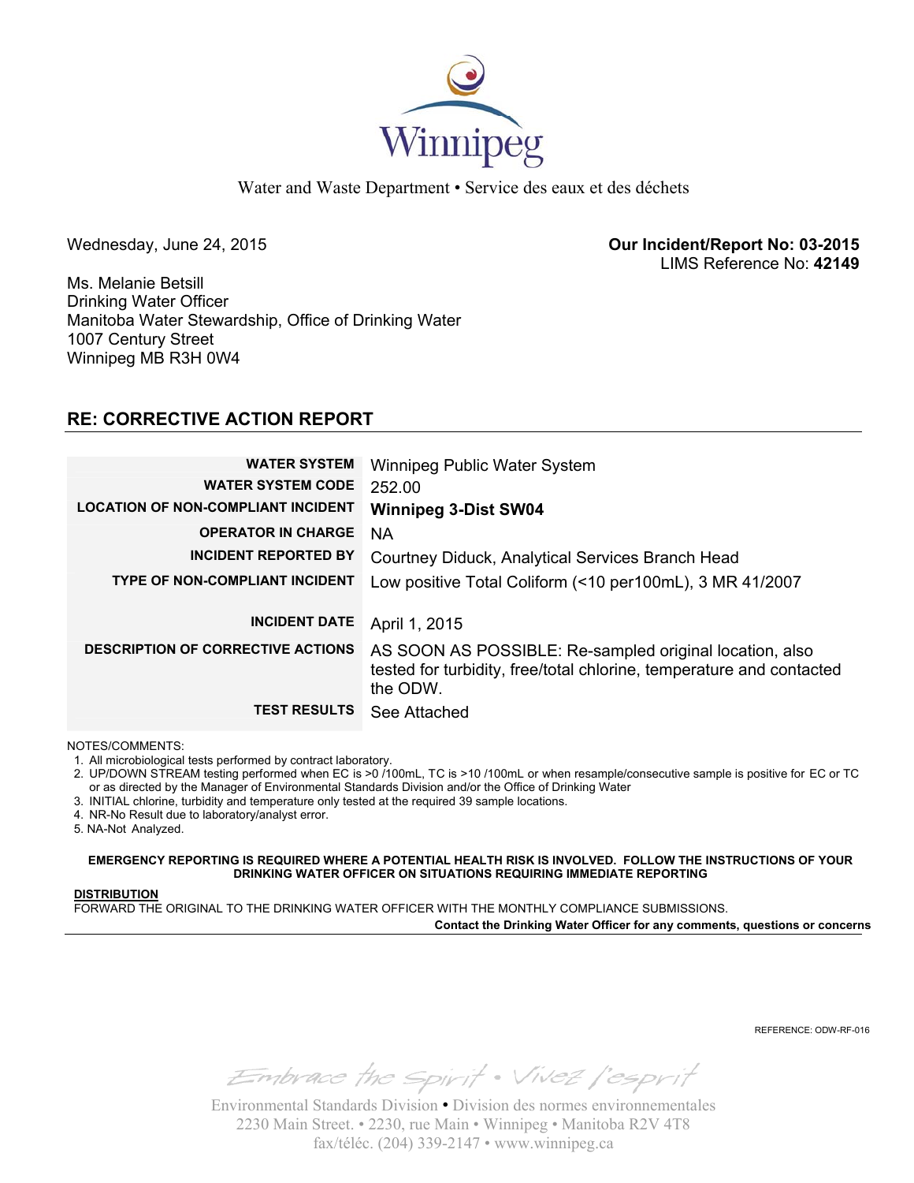Winnipeg

Water and Waste Department • Service des eaux et des déchets

Wednesday, June 24, 2015

**Our Incident/Report No: 03-2015**
LIMS Reference No: **42149**

Ms. Melanie Betsill
Drinking Water Officer
Manitoba Water Stewardship, Office of Drinking Water
1007 Century Street
Winnipeg MB R3H 0W4

## RE: CORRECTIVE ACTION REPORT

| | |
|---|---|
| **WATER SYSTEM** | Winnipeg Public Water System |
| **WATER SYSTEM CODE** | 252.00 |
| **LOCATION OF NON-COMPLIANT INCIDENT** | **Winnipeg 3-Dist SW04** |
| **OPERATOR IN CHARGE** | NA |
| **INCIDENT REPORTED BY** | Courtney Diduck, Analytical Services Branch Head |
| **TYPE OF NON-COMPLIANT INCIDENT** | Low positive Total Coliform (<10 per100mL), 3 MR 41/2007 |
| **INCIDENT DATE** | April 1, 2015 |
| **DESCRIPTION OF CORRECTIVE ACTIONS** | AS SOON AS POSSIBLE: Re-sampled original location, also tested for turbidity, free/total chlorine, temperature and contacted the ODW. |
| **TEST RESULTS** | See Attached |

NOTES/COMMENTS:

1. All microbiological tests performed by contract laboratory.
2. UP/DOWN STREAM testing performed when EC is >0 /100mL, TC is >10 /100mL or when resample/consecutive sample is positive for EC or TC or as directed by the Manager of Environmental Standards Division and/or the Office of Drinking Water
3. INITIAL chlorine, turbidity and temperature only tested at the required 39 sample locations.
4. NR-No Result due to laboratory/analyst error.
5. NA-Not Analyzed.

**EMERGENCY REPORTING IS REQUIRED WHERE A POTENTIAL HEALTH RISK IS INVOLVED. FOLLOW THE INSTRUCTIONS OF YOUR DRINKING WATER OFFICER ON SITUATIONS REQUIRING IMMEDIATE REPORTING**

**DISTRIBUTION**

FORWARD THE ORIGINAL TO THE DRINKING WATER OFFICER WITH THE MONTHLY COMPLIANCE SUBMISSIONS.

**Contact the Drinking Water Officer for any comments, questions or concerns**

REFERENCE: ODW-RF-016

Embrace the Spirit • Vivez l'esprit

Environmental Standards Division • Division des normes environnementales
2230 Main Street. • 2230, rue Main • Winnipeg • Manitoba R2V 4T8
fax/téléc. (204) 339-2147 • www.winnipeg.ca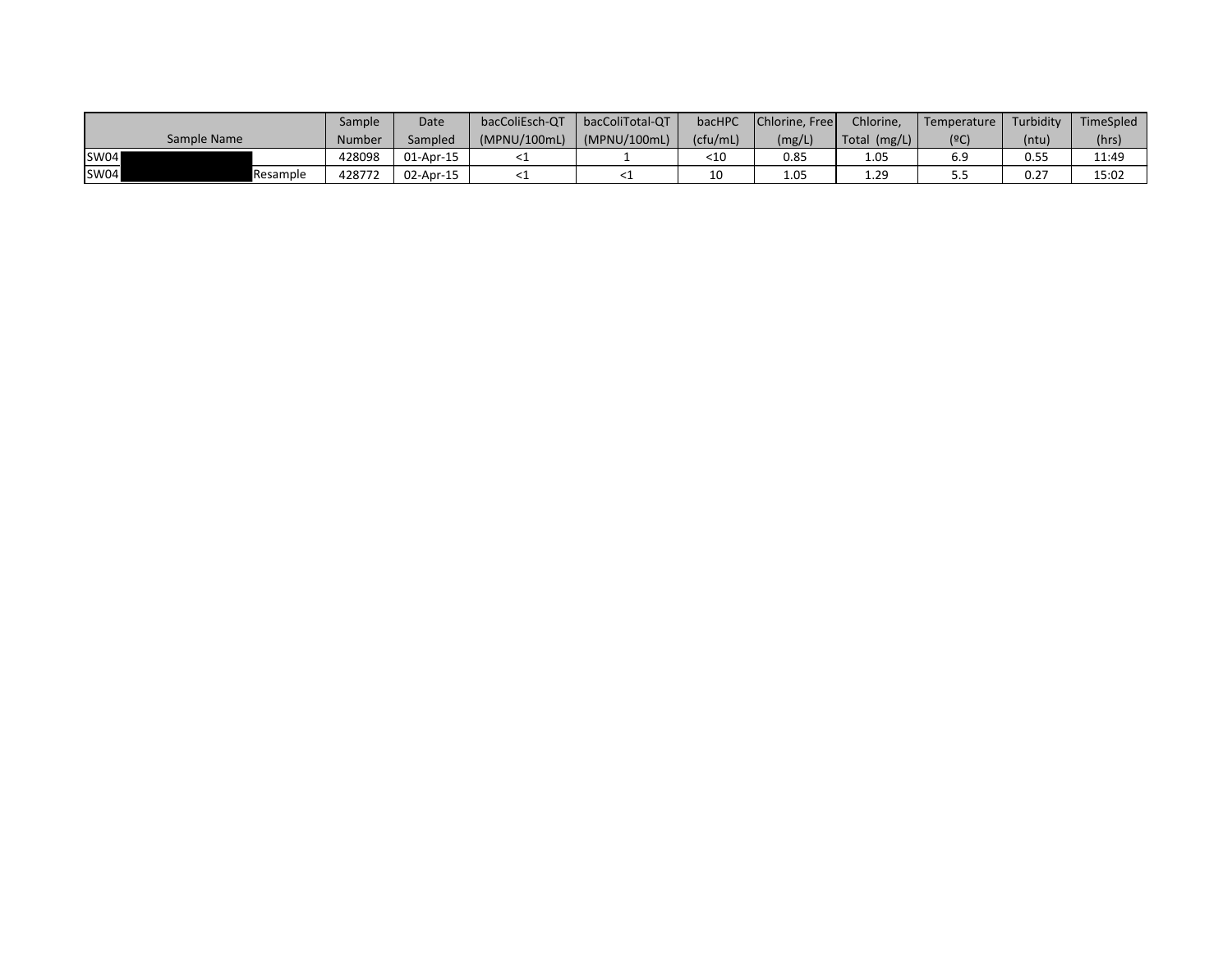| Sample Name | Sample Number | Date Sampled | bacColiEsch-QT (MPNU/100mL) | bacColiTotal-QT (MPNU/100mL) | bacHPC (cfu/mL) | Chlorine, Free (mg/L) | Chlorine, Total (mg/L) | Temperature (ºC) | Turbidity (ntu) | TimeSpled (hrs) |
|---|---|---|---|---|---|---|---|---|---|---|
| SW04 | 428098 | 01-Apr-15 | <1 | 1 | <10 | 0.85 | 1.05 | 6.9 | 0.55 | 11:49 |
| SW04 Resample | 428772 | 02-Apr-15 | <1 | <1 | 10 | 1.05 | 1.29 | 5.5 | 0.27 | 15:02 |